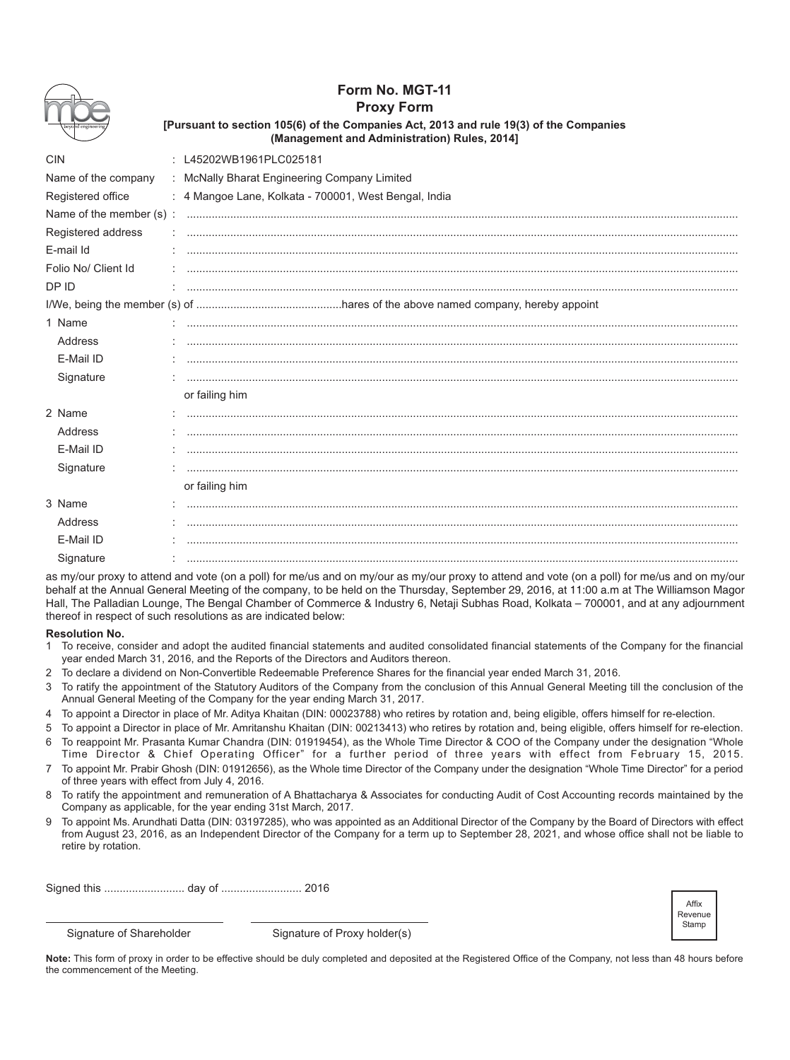# Form No. MGT-11

## Proxy Form

**[Pursuant to section 105(6) of the Companies Act, 2013 and rule 19(3) of the Companies (Management and Administration) Rules, 2014]**

| | |
|---|---|
| CIN | : L45202WB1961PLC025181 |
| Name of the company | : McNally Bharat Engineering Company Limited |
| Registered office | : 4 Mangoe Lane, Kolkata - 700001, West Bengal, India |
| Name of the member (s) | : ................................................................ |
| Registered address | : ................................................................ |
| E-mail Id | : ................................................................ |
| Folio No/ Client Id | : ................................................................ |
| DP ID | : ................................................................ |

I/We, being the member (s) of ...............................................hares of the above named company, hereby appoint

| | |
|---|---|
| 1 Name | : ................................................................ |
| Address | : ................................................................ |
| E-Mail ID | : ................................................................ |
| Signature | : ................................................................ |
| | or failing him |
| 2 Name | : ................................................................ |
| Address | : ................................................................ |
| E-Mail ID | : ................................................................ |
| Signature | : ................................................................ |
| | or failing him |
| 3 Name | : ................................................................ |
| Address | : ................................................................ |
| E-Mail ID | : ................................................................ |
| Signature | : ................................................................ |

as my/our proxy to attend and vote (on a poll) for me/us and on my/our as my/our proxy to attend and vote (on a poll) for me/us and on my/our behalf at the Annual General Meeting of the company, to be held on the Thursday, September 29, 2016, at 11:00 a.m at The Williamson Magor Hall, The Palladian Lounge, The Bengal Chamber of Commerce & Industry 6, Netaji Subhas Road, Kolkata – 700001, and at any adjournment thereof in respect of such resolutions as are indicated below:

**Resolution No.**

1. To receive, consider and adopt the audited financial statements and audited consolidated financial statements of the Company for the financial year ended March 31, 2016, and the Reports of the Directors and Auditors thereon.
2. To declare a dividend on Non-Convertible Redeemable Preference Shares for the financial year ended March 31, 2016.
3. To ratify the appointment of the Statutory Auditors of the Company from the conclusion of this Annual General Meeting till the conclusion of the Annual General Meeting of the Company for the year ending March 31, 2017.
4. To appoint a Director in place of Mr. Aditya Khaitan (DIN: 00023788) who retires by rotation and, being eligible, offers himself for re-election.
5. To appoint a Director in place of Mr. Amritanshu Khaitan (DIN: 00213413) who retires by rotation and, being eligible, offers himself for re-election.
6. To reappoint Mr. Prasanta Kumar Chandra (DIN: 01919454), as the Whole Time Director & COO of the Company under the designation "Whole Time Director & Chief Operating Officer" for a further period of three years with effect from February 15, 2015.
7. To appoint Mr. Prabir Ghosh (DIN: 01912656), as the Whole time Director of the Company under the designation "Whole Time Director" for a period of three years with effect from July 4, 2016.
8. To ratify the appointment and remuneration of A Bhattacharya & Associates for conducting Audit of Cost Accounting records maintained by the Company as applicable, for the year ending 31st March, 2017.
9. To appoint Ms. Arundhati Datta (DIN: 03197285), who was appointed as an Additional Director of the Company by the Board of Directors with effect from August 23, 2016, as an Independent Director of the Company for a term up to September 28, 2021, and whose office shall not be liable to retire by rotation.

Signed this .......................... day of .......................... 2016

Affix Revenue Stamp

Signature of Shareholder ______________________ Signature of Proxy holder(s) ______________________

**Note:** This form of proxy in order to be effective should be duly completed and deposited at the Registered Office of the Company, not less than 48 hours before the commencement of the Meeting.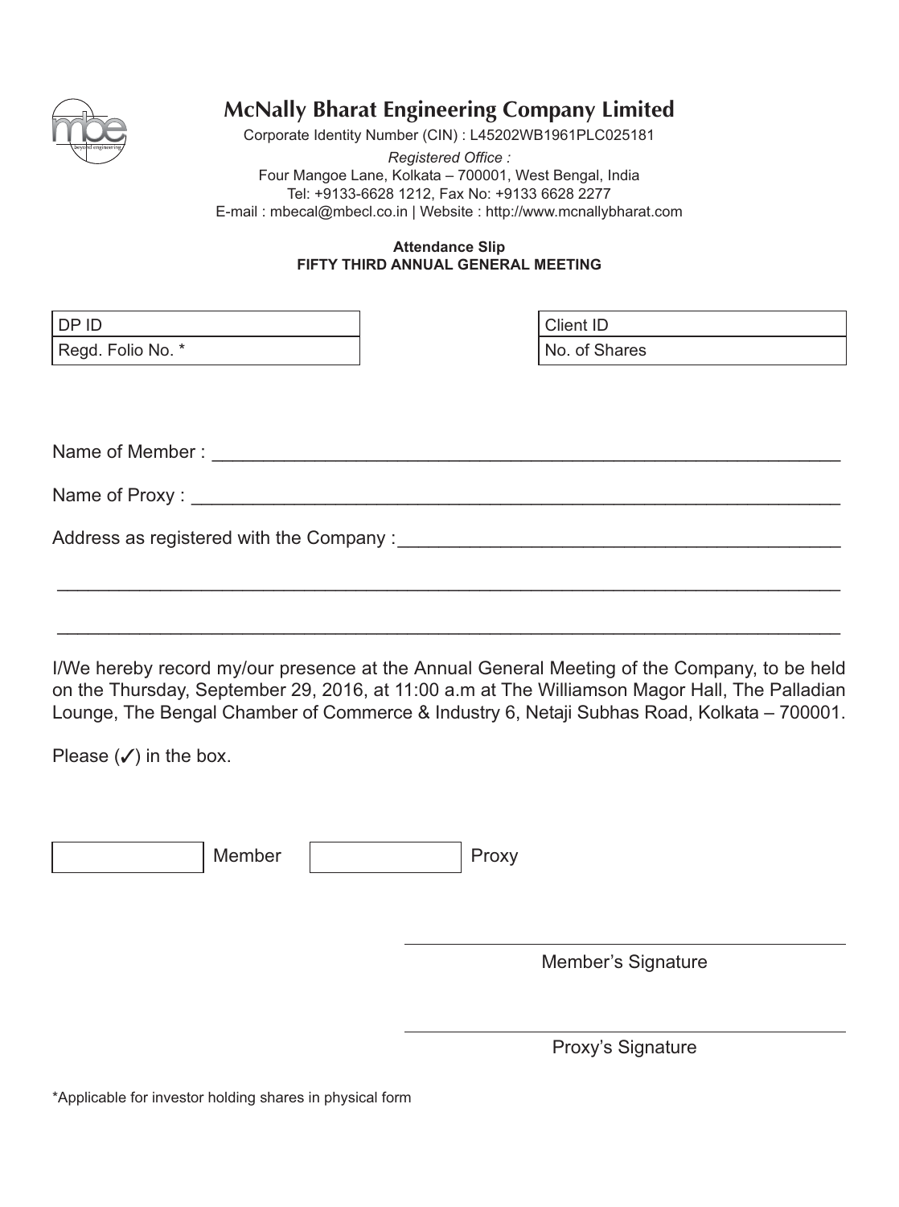# McNally Bharat Engineering Company Limited

Corporate Identity Number (CIN) : L45202WB1961PLC025181

*Registered Office :*
Four Mangoe Lane, Kolkata – 700001, West Bengal, India
Tel: +9133-6628 1212, Fax No: +9133 6628 2277
E-mail : mbecal@mbecl.co.in | Website : http://www.mcnallybharat.com

**Attendance Slip**
**FIFTY THIRD ANNUAL GENERAL MEETING**

| | |
|---|---|
| DP ID | Client ID |
| Regd. Folio No. * | No. of Shares |

Name of Member : ______________________________________________

Name of Proxy : ______________________________________________

Address as registered with the Company :______________________________

______________________________________________________________

______________________________________________________________

I/We hereby record my/our presence at the Annual General Meeting of the Company, to be held on the Thursday, September 29, 2016, at 11:00 a.m at The Williamson Magor Hall, The Palladian Lounge, The Bengal Chamber of Commerce & Industry 6, Netaji Subhas Road, Kolkata – 700001.

Please (✓) in the box.

☐ Member ☐ Proxy

______________________________
Member's Signature

______________________________
Proxy's Signature

*Applicable for investor holding shares in physical form